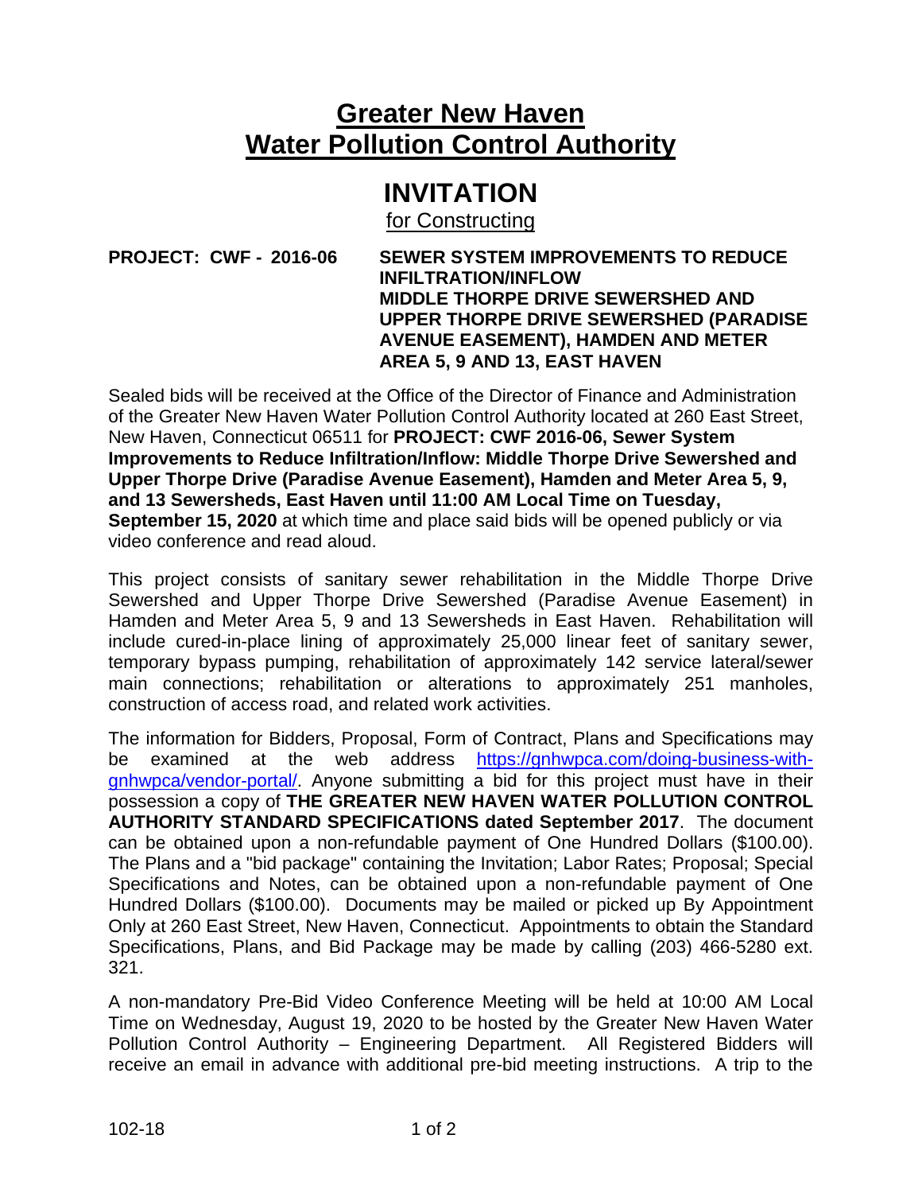# Greater New Haven Water Pollution Control Authority

# INVITATION

for Constructing

**PROJECT: CWF - 2016-06** **SEWER SYSTEM IMPROVEMENTS TO REDUCE INFILTRATION/INFLOW MIDDLE THORPE DRIVE SEWERSHED AND UPPER THORPE DRIVE SEWERSHED (PARADISE AVENUE EASEMENT), HAMDEN AND METER AREA 5, 9 AND 13, EAST HAVEN**

Sealed bids will be received at the Office of the Director of Finance and Administration of the Greater New Haven Water Pollution Control Authority located at 260 East Street, New Haven, Connecticut 06511 for **PROJECT: CWF 2016-06, Sewer System Improvements to Reduce Infiltration/Inflow: Middle Thorpe Drive Sewershed and Upper Thorpe Drive (Paradise Avenue Easement), Hamden and Meter Area 5, 9, and 13 Sewersheds, East Haven until 11:00 AM Local Time on Tuesday, September 15, 2020** at which time and place said bids will be opened publicly or via video conference and read aloud.

This project consists of sanitary sewer rehabilitation in the Middle Thorpe Drive Sewershed and Upper Thorpe Drive Sewershed (Paradise Avenue Easement) in Hamden and Meter Area 5, 9 and 13 Sewersheds in East Haven. Rehabilitation will include cured-in-place lining of approximately 25,000 linear feet of sanitary sewer, temporary bypass pumping, rehabilitation of approximately 142 service lateral/sewer main connections; rehabilitation or alterations to approximately 251 manholes, construction of access road, and related work activities.

The information for Bidders, Proposal, Form of Contract, Plans and Specifications may be examined at the web address https://gnhwpca.com/doing-business-with-gnhwpca/vendor-portal/. Anyone submitting a bid for this project must have in their possession a copy of **THE GREATER NEW HAVEN WATER POLLUTION CONTROL AUTHORITY STANDARD SPECIFICATIONS dated September 2017**. The document can be obtained upon a non-refundable payment of One Hundred Dollars ($100.00). The Plans and a "bid package" containing the Invitation; Labor Rates; Proposal; Special Specifications and Notes, can be obtained upon a non-refundable payment of One Hundred Dollars ($100.00). Documents may be mailed or picked up By Appointment Only at 260 East Street, New Haven, Connecticut. Appointments to obtain the Standard Specifications, Plans, and Bid Package may be made by calling (203) 466-5280 ext. 321.

A non-mandatory Pre-Bid Video Conference Meeting will be held at 10:00 AM Local Time on Wednesday, August 19, 2020 to be hosted by the Greater New Haven Water Pollution Control Authority – Engineering Department. All Registered Bidders will receive an email in advance with additional pre-bid meeting instructions. A trip to the

102-18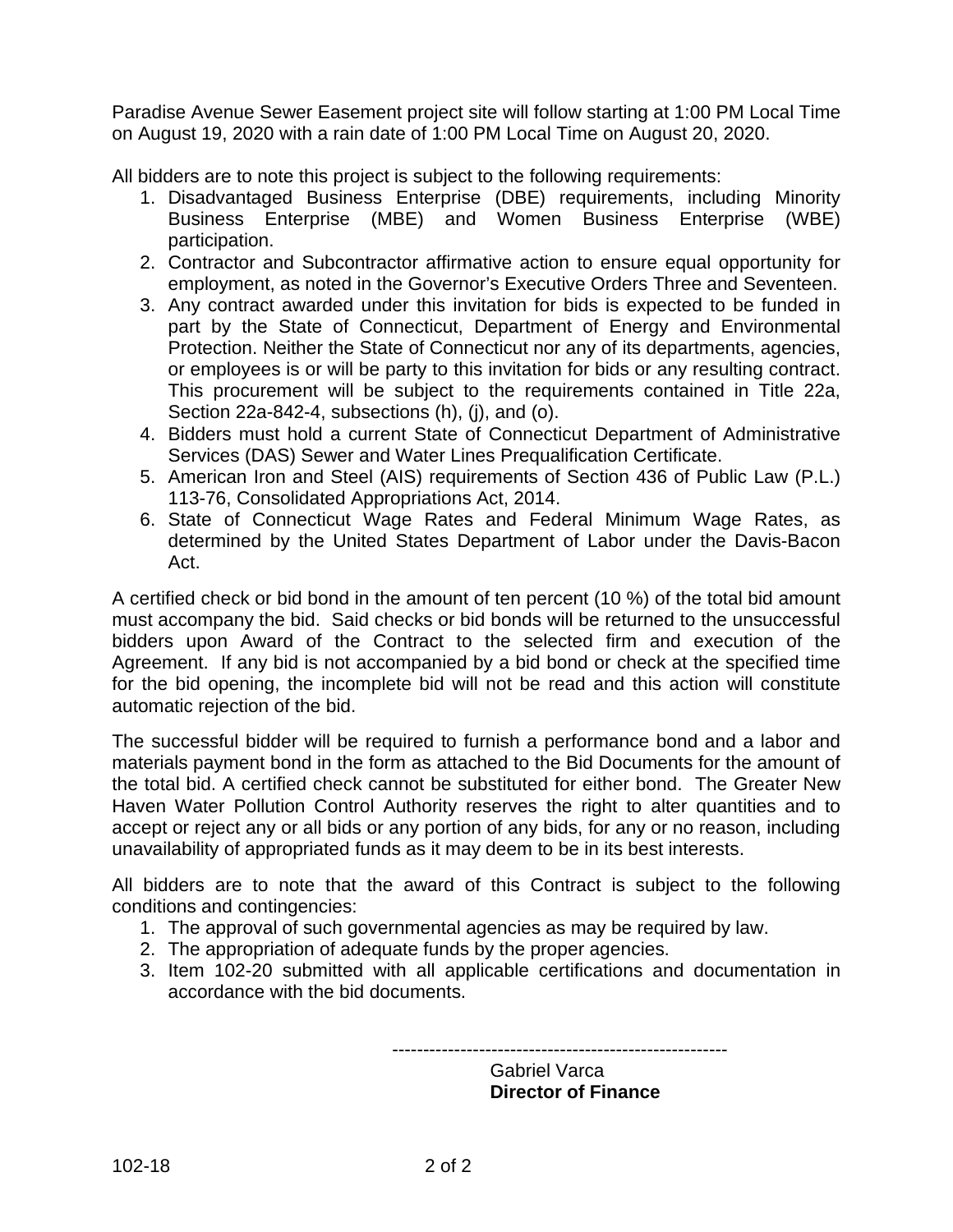Paradise Avenue Sewer Easement project site will follow starting at 1:00 PM Local Time on August 19, 2020 with a rain date of 1:00 PM Local Time on August 20, 2020.

All bidders are to note this project is subject to the following requirements:

1. Disadvantaged Business Enterprise (DBE) requirements, including Minority Business Enterprise (MBE) and Women Business Enterprise (WBE) participation.
2. Contractor and Subcontractor affirmative action to ensure equal opportunity for employment, as noted in the Governor's Executive Orders Three and Seventeen.
3. Any contract awarded under this invitation for bids is expected to be funded in part by the State of Connecticut, Department of Energy and Environmental Protection. Neither the State of Connecticut nor any of its departments, agencies, or employees is or will be party to this invitation for bids or any resulting contract. This procurement will be subject to the requirements contained in Title 22a, Section 22a-842-4, subsections (h), (j), and (o).
4. Bidders must hold a current State of Connecticut Department of Administrative Services (DAS) Sewer and Water Lines Prequalification Certificate.
5. American Iron and Steel (AIS) requirements of Section 436 of Public Law (P.L.) 113-76, Consolidated Appropriations Act, 2014.
6. State of Connecticut Wage Rates and Federal Minimum Wage Rates, as determined by the United States Department of Labor under the Davis-Bacon Act.

A certified check or bid bond in the amount of ten percent (10 %) of the total bid amount must accompany the bid. Said checks or bid bonds will be returned to the unsuccessful bidders upon Award of the Contract to the selected firm and execution of the Agreement. If any bid is not accompanied by a bid bond or check at the specified time for the bid opening, the incomplete bid will not be read and this action will constitute automatic rejection of the bid.

The successful bidder will be required to furnish a performance bond and a labor and materials payment bond in the form as attached to the Bid Documents for the amount of the total bid. A certified check cannot be substituted for either bond. The Greater New Haven Water Pollution Control Authority reserves the right to alter quantities and to accept or reject any or all bids or any portion of any bids, for any or no reason, including unavailability of appropriated funds as it may deem to be in its best interests.

All bidders are to note that the award of this Contract is subject to the following conditions and contingencies:

1. The approval of such governmental agencies as may be required by law.
2. The appropriation of adequate funds by the proper agencies.
3. Item 102-20 submitted with all applicable certifications and documentation in accordance with the bid documents.

------------------------------------------------------

Gabriel Varca
**Director of Finance**

102-18